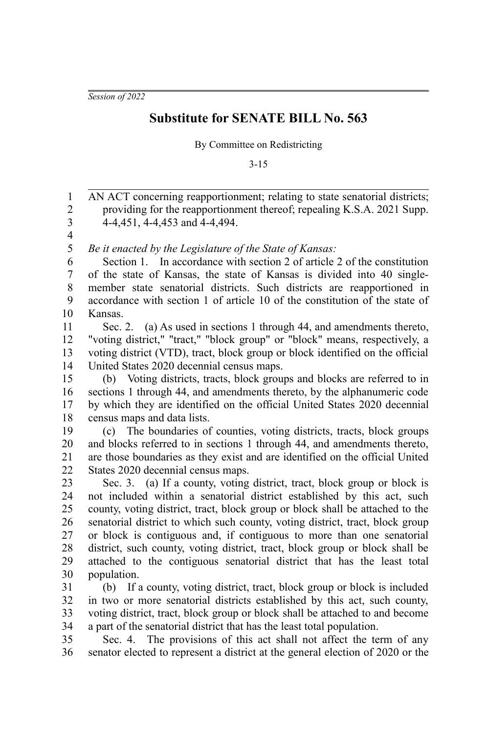*Session of 2022*

# Substitute for SENATE BILL No. 563

By Committee on Redistricting

3-15

AN ACT concerning reapportionment; relating to state senatorial districts; providing for the reapportionment thereof; repealing K.S.A. 2021 Supp. 4-4,451, 4-4,453 and 4-4,494.

*Be it enacted by the Legislature of the State of Kansas:*

Section 1. In accordance with section 2 of article 2 of the constitution of the state of Kansas, the state of Kansas is divided into 40 single-member state senatorial districts. Such districts are reapportioned in accordance with section 1 of article 10 of the constitution of the state of Kansas.

Sec. 2. (a) As used in sections 1 through 44, and amendments thereto, "voting district," "tract," "block group" or "block" means, respectively, a voting district (VTD), tract, block group or block identified on the official United States 2020 decennial census maps.

(b) Voting districts, tracts, block groups and blocks are referred to in sections 1 through 44, and amendments thereto, by the alphanumeric code by which they are identified on the official United States 2020 decennial census maps and data lists.

(c) The boundaries of counties, voting districts, tracts, block groups and blocks referred to in sections 1 through 44, and amendments thereto, are those boundaries as they exist and are identified on the official United States 2020 decennial census maps.

Sec. 3. (a) If a county, voting district, tract, block group or block is not included within a senatorial district established by this act, such county, voting district, tract, block group or block shall be attached to the senatorial district to which such county, voting district, tract, block group or block is contiguous and, if contiguous to more than one senatorial district, such county, voting district, tract, block group or block shall be attached to the contiguous senatorial district that has the least total population.

(b) If a county, voting district, tract, block group or block is included in two or more senatorial districts established by this act, such county, voting district, tract, block group or block shall be attached to and become a part of the senatorial district that has the least total population.

Sec. 4. The provisions of this act shall not affect the term of any senator elected to represent a district at the general election of 2020 or the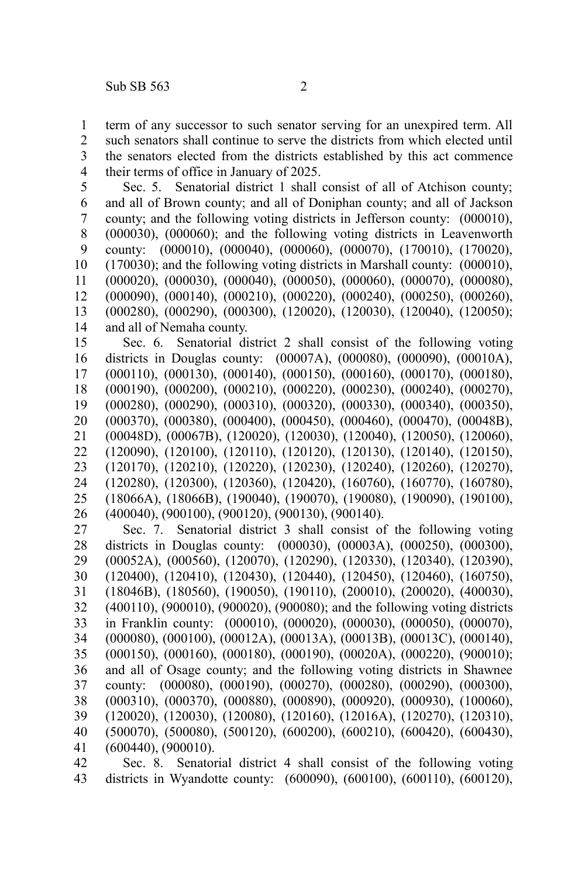term of any successor to such senator serving for an unexpired term. All such senators shall continue to serve the districts from which elected until the senators elected from the districts established by this act commence their terms of office in January of 2025.

Sec. 5. Senatorial district 1 shall consist of all of Atchison county; and all of Brown county; and all of Doniphan county; and all of Jackson county; and the following voting districts in Jefferson county: (000010), (000030), (000060); and the following voting districts in Leavenworth county: (000010), (000040), (000060), (000070), (170010), (170020), (170030); and the following voting districts in Marshall county: (000010), (000020), (000030), (000040), (000050), (000060), (000070), (000080), (000090), (000140), (000210), (000220), (000240), (000250), (000260), (000280), (000290), (000300), (120020), (120030), (120040), (120050); and all of Nemaha county.

Sec. 6. Senatorial district 2 shall consist of the following voting districts in Douglas county: (00007A), (000080), (000090), (00010A), (000110), (000130), (000140), (000150), (000160), (000170), (000180), (000190), (000200), (000210), (000220), (000230), (000240), (000270), (000280), (000290), (000310), (000320), (000330), (000340), (000350), (000370), (000380), (000400), (000450), (000460), (000470), (00048B), (00048D), (00067B), (120020), (120030), (120040), (120050), (120060), (120090), (120100), (120110), (120120), (120130), (120140), (120150), (120170), (120210), (120220), (120230), (120240), (120260), (120270), (120280), (120300), (120360), (120420), (160760), (160770), (160780), (18066A), (18066B), (190040), (190070), (190080), (190090), (190100), (400040), (900100), (900120), (900130), (900140).

Sec. 7. Senatorial district 3 shall consist of the following voting districts in Douglas county: (000030), (00003A), (000250), (000300), (00052A), (000560), (120070), (120290), (120330), (120340), (120390), (120400), (120410), (120430), (120440), (120450), (120460), (160750), (18046B), (180560), (190050), (190110), (200010), (200020), (400030), (400110), (900010), (900020), (900080); and the following voting districts in Franklin county: (000010), (000020), (000030), (000050), (000070), (000080), (000100), (00012A), (00013A), (00013B), (00013C), (000140), (000150), (000160), (000180), (000190), (00020A), (000220), (900010); and all of Osage county; and the following voting districts in Shawnee county: (000080), (000190), (000270), (000280), (000290), (000300), (000310), (000370), (000880), (000890), (000920), (000930), (100060), (120020), (120030), (120080), (120160), (12016A), (120270), (120310), (500070), (500080), (500120), (600200), (600210), (600420), (600430), (600440), (900010).

Sec. 8. Senatorial district 4 shall consist of the following voting districts in Wyandotte county: (600090), (600100), (600110), (600120),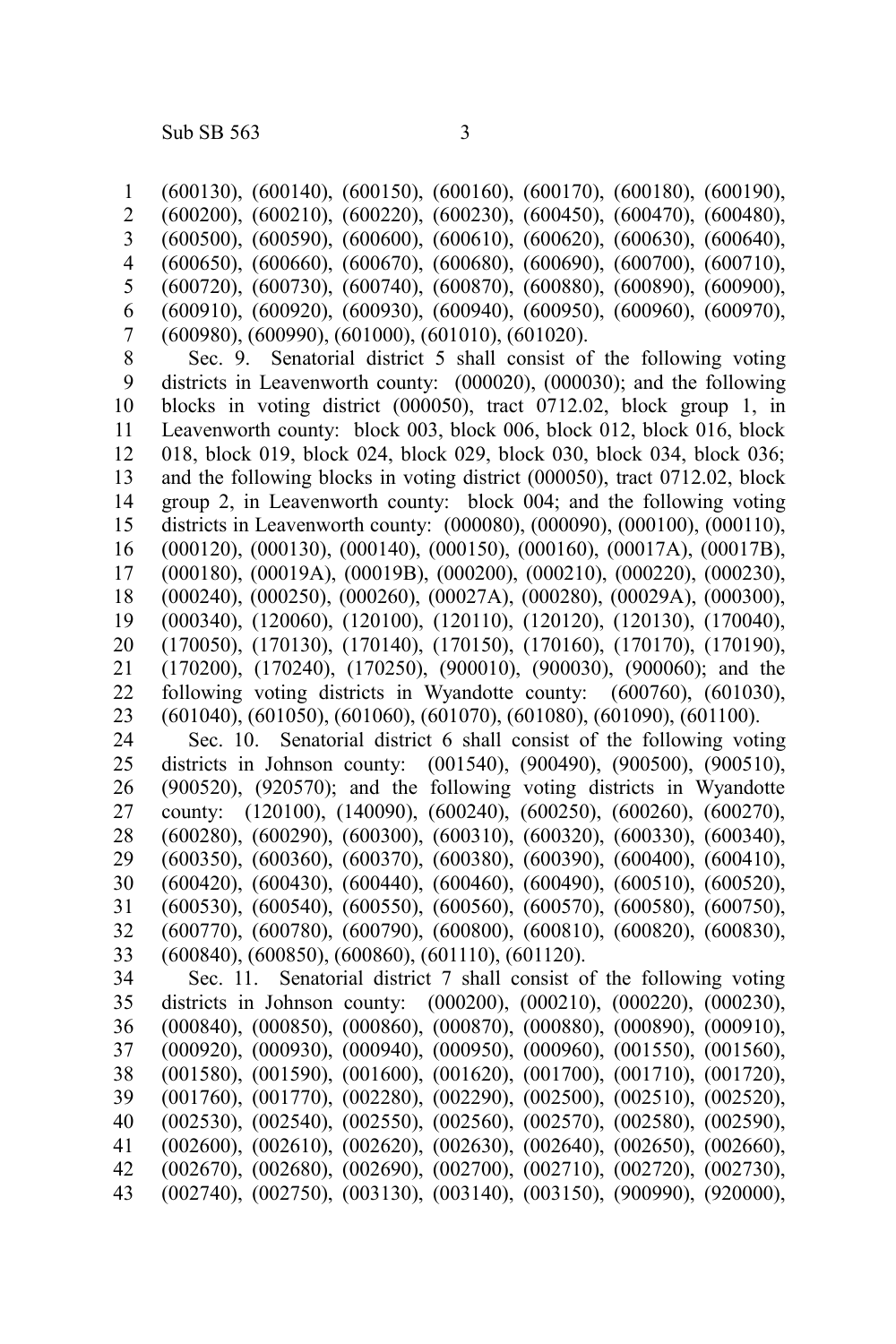(600130), (600140), (600150), (600160), (600170), (600180), (600190), (600200), (600210), (600220), (600230), (600450), (600470), (600480), (600500), (600590), (600600), (600610), (600620), (600630), (600640), (600650), (600660), (600670), (600680), (600690), (600700), (600710), (600720), (600730), (600740), (600870), (600880), (600890), (600900), (600910), (600920), (600930), (600940), (600950), (600960), (600970), (600980), (600990), (601000), (601010), (601020).

Sec. 9. Senatorial district 5 shall consist of the following voting districts in Leavenworth county: (000020), (000030); and the following blocks in voting district (000050), tract 0712.02, block group 1, in Leavenworth county: block 003, block 006, block 012, block 016, block 018, block 019, block 024, block 029, block 030, block 034, block 036; and the following blocks in voting district (000050), tract 0712.02, block group 2, in Leavenworth county: block 004; and the following voting districts in Leavenworth county: (000080), (000090), (000100), (000110), (000120), (000130), (000140), (000150), (000160), (00017A), (00017B), (000180), (00019A), (00019B), (000200), (000210), (000220), (000230), (000240), (000250), (000260), (00027A), (000280), (00029A), (000300), (000340), (120060), (120100), (120110), (120120), (120130), (170040), (170050), (170130), (170140), (170150), (170160), (170170), (170190), (170200), (170240), (170250), (900010), (900030), (900060); and the following voting districts in Wyandotte county: (600760), (601030), (601040), (601050), (601060), (601070), (601080), (601090), (601100).

Sec. 10. Senatorial district 6 shall consist of the following voting districts in Johnson county: (001540), (900490), (900500), (900510), (900520), (920570); and the following voting districts in Wyandotte county: (120100), (140090), (600240), (600250), (600260), (600270), (600280), (600290), (600300), (600310), (600320), (600330), (600340), (600350), (600360), (600370), (600380), (600390), (600400), (600410), (600420), (600430), (600440), (600460), (600490), (600510), (600520), (600530), (600540), (600550), (600560), (600570), (600580), (600750), (600770), (600780), (600790), (600800), (600810), (600820), (600830), (600840), (600850), (600860), (601110), (601120).

Sec. 11. Senatorial district 7 shall consist of the following voting districts in Johnson county: (000200), (000210), (000220), (000230), (000840), (000850), (000860), (000870), (000880), (000890), (000910), (000920), (000930), (000940), (000950), (000960), (001550), (001560), (001580), (001590), (001600), (001620), (001700), (001710), (001720), (001760), (001770), (002280), (002290), (002500), (002510), (002520), (002530), (002540), (002550), (002560), (002570), (002580), (002590), (002600), (002610), (002620), (002630), (002640), (002650), (002660), (002670), (002680), (002690), (002700), (002710), (002720), (002730), (002740), (002750), (003130), (003140), (003150), (900990), (920000),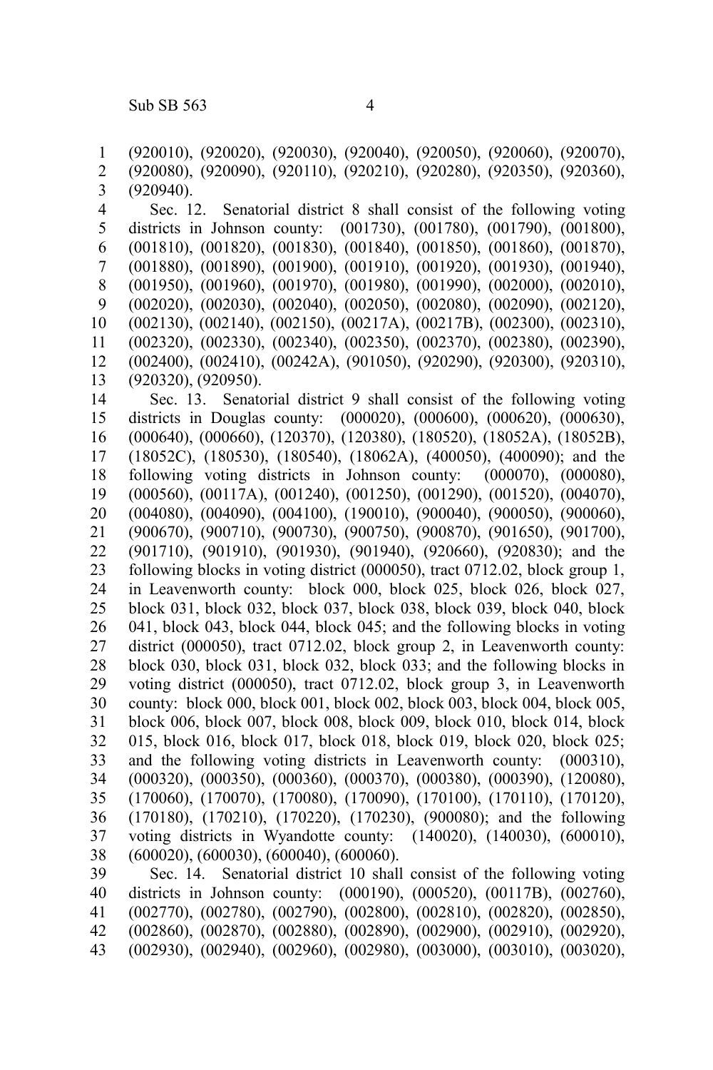(920010), (920020), (920030), (920040), (920050), (920060), (920070), (920080), (920090), (920110), (920210), (920280), (920350), (920360), (920940).

Sec. 12. Senatorial district 8 shall consist of the following voting districts in Johnson county: (001730), (001780), (001790), (001800), (001810), (001820), (001830), (001840), (001850), (001860), (001870), (001880), (001890), (001900), (001910), (001920), (001930), (001940), (001950), (001960), (001970), (001980), (001990), (002000), (002010), (002020), (002030), (002040), (002050), (002080), (002090), (002120), (002130), (002140), (002150), (00217A), (00217B), (002300), (002310), (002320), (002330), (002340), (002350), (002370), (002380), (002390), (002400), (002410), (00242A), (901050), (920290), (920300), (920310), (920320), (920950).

Sec. 13. Senatorial district 9 shall consist of the following voting districts in Douglas county: (000020), (000600), (000620), (000630), (000640), (000660), (120370), (120380), (180520), (18052A), (18052B), (18052C), (180530), (180540), (18062A), (400050), (400090); and the following voting districts in Johnson county: (000070), (000080), (000560), (00117A), (001240), (001250), (001290), (001520), (004070), (004080), (004090), (004100), (190010), (900040), (900050), (900060), (900670), (900710), (900730), (900750), (900870), (901650), (901700), (901710), (901910), (901930), (901940), (920660), (920830); and the following blocks in voting district (000050), tract 0712.02, block group 1, in Leavenworth county: block 000, block 025, block 026, block 027, block 031, block 032, block 037, block 038, block 039, block 040, block 041, block 043, block 044, block 045; and the following blocks in voting district (000050), tract 0712.02, block group 2, in Leavenworth county: block 030, block 031, block 032, block 033; and the following blocks in voting district (000050), tract 0712.02, block group 3, in Leavenworth county: block 000, block 001, block 002, block 003, block 004, block 005, block 006, block 007, block 008, block 009, block 010, block 014, block 015, block 016, block 017, block 018, block 019, block 020, block 025; and the following voting districts in Leavenworth county: (000310), (000320), (000350), (000360), (000370), (000380), (000390), (120080), (170060), (170070), (170080), (170090), (170100), (170110), (170120), (170180), (170210), (170220), (170230), (900080); and the following voting districts in Wyandotte county: (140020), (140030), (600010), (600020), (600030), (600040), (600060).

Sec. 14. Senatorial district 10 shall consist of the following voting districts in Johnson county: (000190), (000520), (00117B), (002760), (002770), (002780), (002790), (002800), (002810), (002820), (002850), (002860), (002870), (002880), (002890), (002900), (002910), (002920), (002930), (002940), (002960), (002980), (003000), (003010), (003020),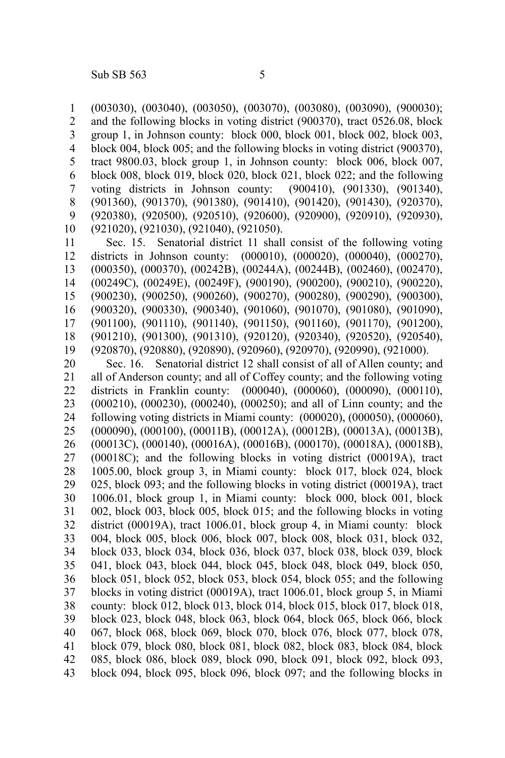(003030), (003040), (003050), (003070), (003080), (003090), (900030); and the following blocks in voting district (900370), tract 0526.08, block group 1, in Johnson county: block 000, block 001, block 002, block 003, block 004, block 005; and the following blocks in voting district (900370), tract 9800.03, block group 1, in Johnson county: block 006, block 007, block 008, block 019, block 020, block 021, block 022; and the following voting districts in Johnson county: (900410), (901330), (901340), (901360), (901370), (901380), (901410), (901420), (901430), (920370), (920380), (920500), (920510), (920600), (920900), (920910), (920930), (921020), (921030), (921040), (921050).

Sec. 15. Senatorial district 11 shall consist of the following voting districts in Johnson county: (000010), (000020), (000040), (000270), (000350), (000370), (00242B), (00244A), (00244B), (002460), (002470), (00249C), (00249E), (00249F), (900190), (900200), (900210), (900220), (900230), (900250), (900260), (900270), (900280), (900290), (900300), (900320), (900330), (900340), (901060), (901070), (901080), (901090), (901100), (901110), (901140), (901150), (901160), (901170), (901200), (901210), (901300), (901310), (920120), (920340), (920520), (920540), (920870), (920880), (920890), (920960), (920970), (920990), (921000).

Sec. 16. Senatorial district 12 shall consist of all of Allen county; and all of Anderson county; and all of Coffey county; and the following voting districts in Franklin county: (000040), (000060), (000090), (000110), (000210), (000230), (000240), (000250); and all of Linn county; and the following voting districts in Miami county: (000020), (000050), (000060), (000090), (000100), (00011B), (00012A), (00012B), (00013A), (00013B), (00013C), (000140), (00016A), (00016B), (000170), (00018A), (00018B), (00018C); and the following blocks in voting district (00019A), tract 1005.00, block group 3, in Miami county: block 017, block 024, block 025, block 093; and the following blocks in voting district (00019A), tract 1006.01, block group 1, in Miami county: block 000, block 001, block 002, block 003, block 005, block 015; and the following blocks in voting district (00019A), tract 1006.01, block group 4, in Miami county: block 004, block 005, block 006, block 007, block 008, block 031, block 032, block 033, block 034, block 036, block 037, block 038, block 039, block 041, block 043, block 044, block 045, block 048, block 049, block 050, block 051, block 052, block 053, block 054, block 055; and the following blocks in voting district (00019A), tract 1006.01, block group 5, in Miami county: block 012, block 013, block 014, block 015, block 017, block 018, block 023, block 048, block 063, block 064, block 065, block 066, block 067, block 068, block 069, block 070, block 076, block 077, block 078, block 079, block 080, block 081, block 082, block 083, block 084, block 085, block 086, block 089, block 090, block 091, block 092, block 093, block 094, block 095, block 096, block 097; and the following blocks in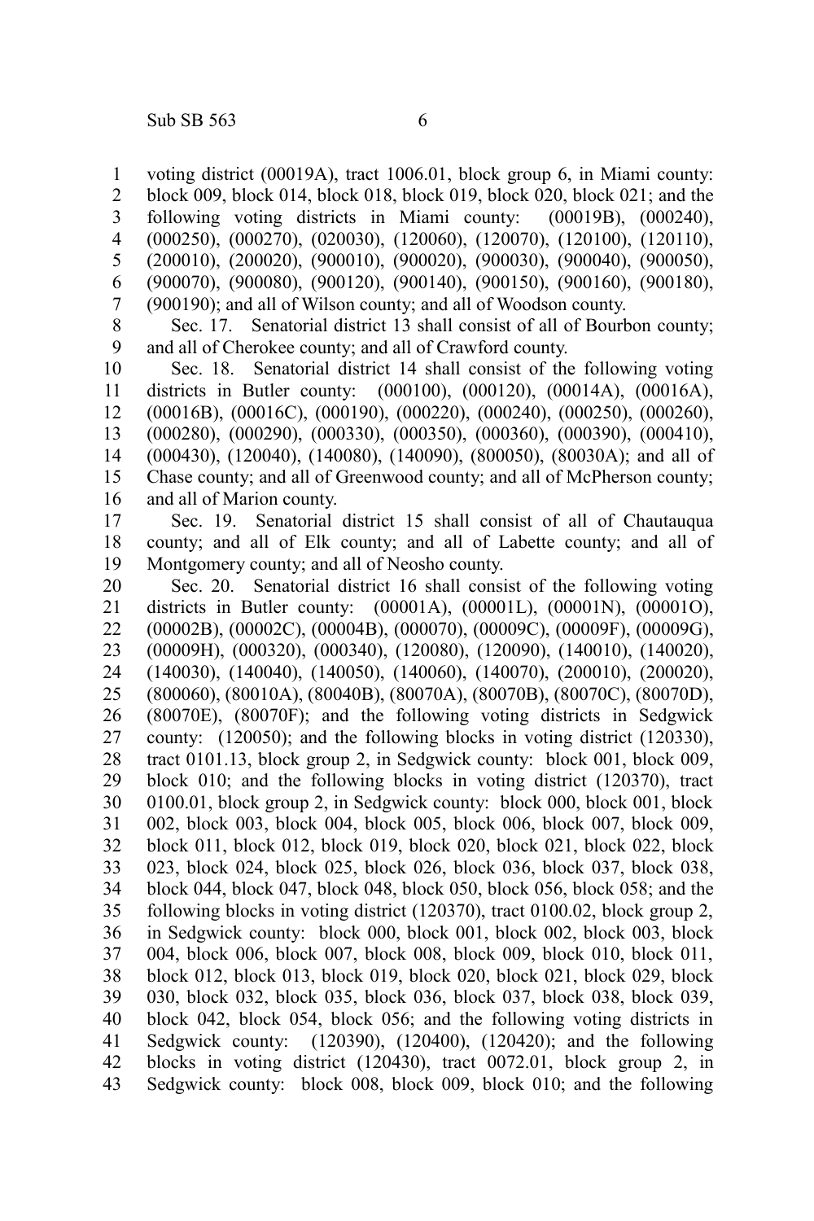voting district (00019A), tract 1006.01, block group 6, in Miami county: block 009, block 014, block 018, block 019, block 020, block 021; and the following voting districts in Miami county: (00019B), (000240), (000250), (000270), (020030), (120060), (120070), (120100), (120110), (200010), (200020), (900010), (900020), (900030), (900040), (900050), (900070), (900080), (900120), (900140), (900150), (900160), (900180), (900190); and all of Wilson county; and all of Woodson county.

Sec. 17. Senatorial district 13 shall consist of all of Bourbon county; and all of Cherokee county; and all of Crawford county.

Sec. 18. Senatorial district 14 shall consist of the following voting districts in Butler county: (000100), (000120), (00014A), (00016A), (00016B), (00016C), (000190), (000220), (000240), (000250), (000260), (000280), (000290), (000330), (000350), (000360), (000390), (000410), (000430), (120040), (140080), (140090), (800050), (80030A); and all of Chase county; and all of Greenwood county; and all of McPherson county; and all of Marion county.

Sec. 19. Senatorial district 15 shall consist of all of Chautauqua county; and all of Elk county; and all of Labette county; and all of Montgomery county; and all of Neosho county.

Sec. 20. Senatorial district 16 shall consist of the following voting districts in Butler county: (00001A), (00001L), (00001N), (00001O), (00002B), (00002C), (00004B), (000070), (00009C), (00009F), (00009G), (00009H), (000320), (000340), (120080), (120090), (140010), (140020), (140030), (140040), (140050), (140060), (140070), (200010), (200020), (800060), (80010A), (80040B), (80070A), (80070B), (80070C), (80070D), (80070E), (80070F); and the following voting districts in Sedgwick county: (120050); and the following blocks in voting district (120330), tract 0101.13, block group 2, in Sedgwick county: block 001, block 009, block 010; and the following blocks in voting district (120370), tract 0100.01, block group 2, in Sedgwick county: block 000, block 001, block 002, block 003, block 004, block 005, block 006, block 007, block 009, block 011, block 012, block 019, block 020, block 021, block 022, block 023, block 024, block 025, block 026, block 036, block 037, block 038, block 044, block 047, block 048, block 050, block 056, block 058; and the following blocks in voting district (120370), tract 0100.02, block group 2, in Sedgwick county: block 000, block 001, block 002, block 003, block 004, block 006, block 007, block 008, block 009, block 010, block 011, block 012, block 013, block 019, block 020, block 021, block 029, block 030, block 032, block 035, block 036, block 037, block 038, block 039, block 042, block 054, block 056; and the following voting districts in Sedgwick county: (120390), (120400), (120420); and the following blocks in voting district (120430), tract 0072.01, block group 2, in Sedgwick county: block 008, block 009, block 010; and the following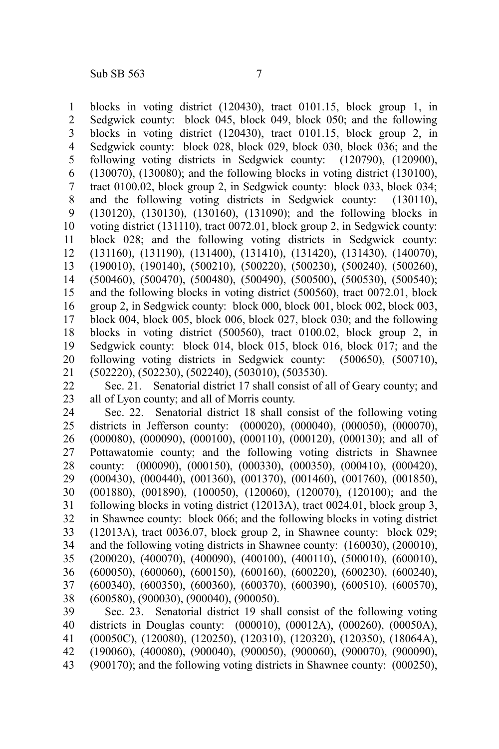blocks in voting district (120430), tract 0101.15, block group 1, in Sedgwick county: block 045, block 049, block 050; and the following blocks in voting district (120430), tract 0101.15, block group 2, in Sedgwick county: block 028, block 029, block 030, block 036; and the following voting districts in Sedgwick county: (120790), (120900), (130070), (130080); and the following blocks in voting district (130100), tract 0100.02, block group 2, in Sedgwick county: block 033, block 034; and the following voting districts in Sedgwick county: (130110), (130120), (130130), (130160), (131090); and the following blocks in voting district (131110), tract 0072.01, block group 2, in Sedgwick county: block 028; and the following voting districts in Sedgwick county: (131160), (131190), (131400), (131410), (131420), (131430), (140070), (190010), (190140), (500210), (500220), (500230), (500240), (500260), (500460), (500470), (500480), (500490), (500500), (500530), (500540); and the following blocks in voting district (500560), tract 0072.01, block group 2, in Sedgwick county: block 000, block 001, block 002, block 003, block 004, block 005, block 006, block 027, block 030; and the following blocks in voting district (500560), tract 0100.02, block group 2, in Sedgwick county: block 014, block 015, block 016, block 017; and the following voting districts in Sedgwick county: (500650), (500710), (502220), (502230), (502240), (503010), (503530).

Sec. 21. Senatorial district 17 shall consist of all of Geary county; and all of Lyon county; and all of Morris county.

Sec. 22. Senatorial district 18 shall consist of the following voting districts in Jefferson county: (000020), (000040), (000050), (000070), (000080), (000090), (000100), (000110), (000120), (000130); and all of Pottawatomie county; and the following voting districts in Shawnee county: (000090), (000150), (000330), (000350), (000410), (000420), (000430), (000440), (001360), (001370), (001460), (001760), (001850), (001880), (001890), (100050), (120060), (120070), (120100); and the following blocks in voting district (12013A), tract 0024.01, block group 3, in Shawnee county: block 066; and the following blocks in voting district (12013A), tract 0036.07, block group 2, in Shawnee county: block 029; and the following voting districts in Shawnee county: (160030), (200010), (200020), (400070), (400090), (400100), (400110), (500010), (600010), (600050), (600060), (600150), (600160), (600220), (600230), (600240), (600340), (600350), (600360), (600370), (600390), (600510), (600570), (600580), (900030), (900040), (900050).

Sec. 23. Senatorial district 19 shall consist of the following voting districts in Douglas county: (000010), (00012A), (000260), (00050A), (00050C), (120080), (120250), (120310), (120320), (120350), (18064A), (190060), (400080), (900040), (900050), (900060), (900070), (900090), (900170); and the following voting districts in Shawnee county: (000250),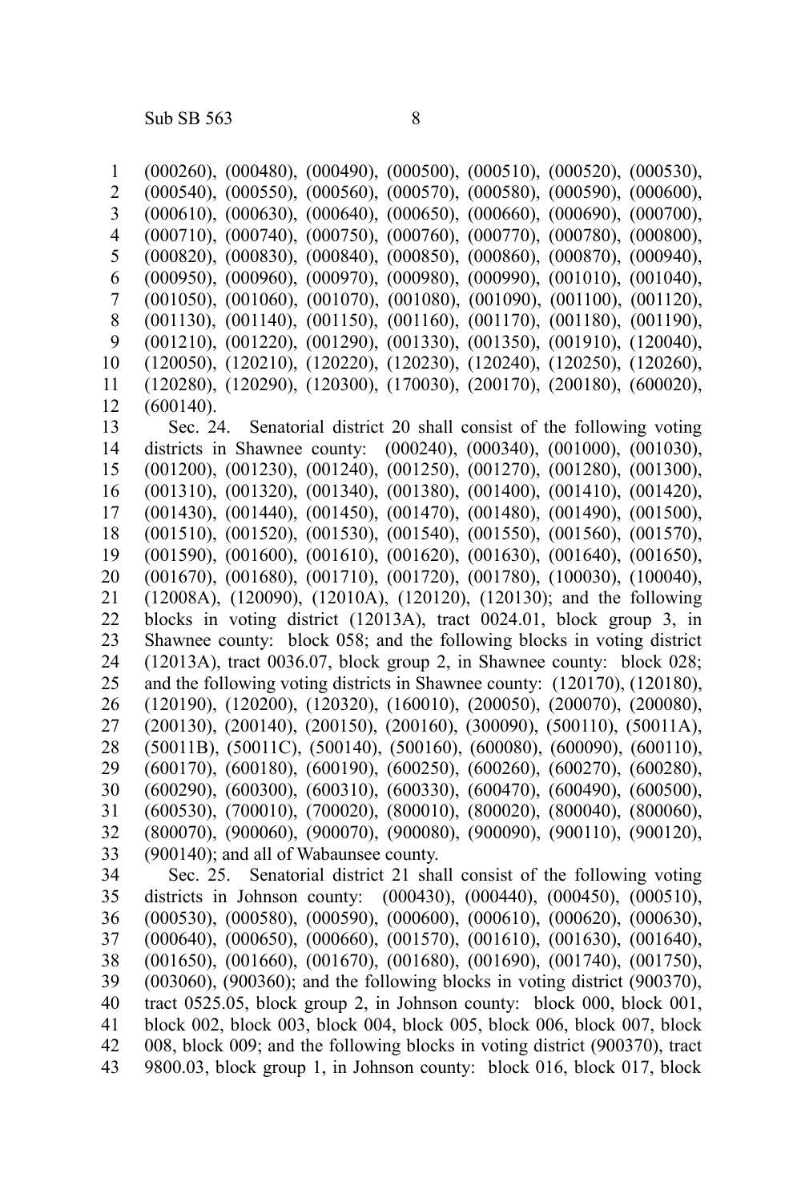(000260), (000480), (000490), (000500), (000510), (000520), (000530), (000540), (000550), (000560), (000570), (000580), (000590), (000600), (000610), (000630), (000640), (000650), (000660), (000690), (000700), (000710), (000740), (000750), (000760), (000770), (000780), (000800), (000820), (000830), (000840), (000850), (000860), (000870), (000940), (000950), (000960), (000970), (000980), (000990), (001010), (001040), (001050), (001060), (001070), (001080), (001090), (001100), (001120), (001130), (001140), (001150), (001160), (001170), (001180), (001190), (001210), (001220), (001290), (001330), (001350), (001910), (120040), (120050), (120210), (120220), (120230), (120240), (120250), (120260), (120280), (120290), (120300), (170030), (200170), (200180), (600020), (600140).

Sec. 24. Senatorial district 20 shall consist of the following voting districts in Shawnee county: (000240), (000340), (001000), (001030), (001200), (001230), (001240), (001250), (001270), (001280), (001300), (001310), (001320), (001340), (001380), (001400), (001410), (001420), (001430), (001440), (001450), (001470), (001480), (001490), (001500), (001510), (001520), (001530), (001540), (001550), (001560), (001570), (001590), (001600), (001610), (001620), (001630), (001640), (001650), (001670), (001680), (001710), (001720), (001780), (100030), (100040), (12008A), (120090), (12010A), (120120), (120130); and the following blocks in voting district (12013A), tract 0024.01, block group 3, in Shawnee county: block 058; and the following blocks in voting district (12013A), tract 0036.07, block group 2, in Shawnee county: block 028; and the following voting districts in Shawnee county: (120170), (120180), (120190), (120200), (120320), (160010), (200050), (200070), (200080), (200130), (200140), (200150), (200160), (300090), (500110), (50011A), (50011B), (50011C), (500140), (500160), (600080), (600090), (600110), (600170), (600180), (600190), (600250), (600260), (600270), (600280), (600290), (600300), (600310), (600330), (600470), (600490), (600500), (600530), (700010), (700020), (800010), (800020), (800040), (800060), (800070), (900060), (900070), (900080), (900090), (900110), (900120), (900140); and all of Wabaunsee county.

Sec. 25. Senatorial district 21 shall consist of the following voting districts in Johnson county: (000430), (000440), (000450), (000510), (000530), (000580), (000590), (000600), (000610), (000620), (000630), (000640), (000650), (000660), (001570), (001610), (001630), (001640), (001650), (001660), (001670), (001680), (001690), (001740), (001750), (003060), (900360); and the following blocks in voting district (900370), tract 0525.05, block group 2, in Johnson county: block 000, block 001, block 002, block 003, block 004, block 005, block 006, block 007, block 008, block 009; and the following blocks in voting district (900370), tract 9800.03, block group 1, in Johnson county: block 016, block 017, block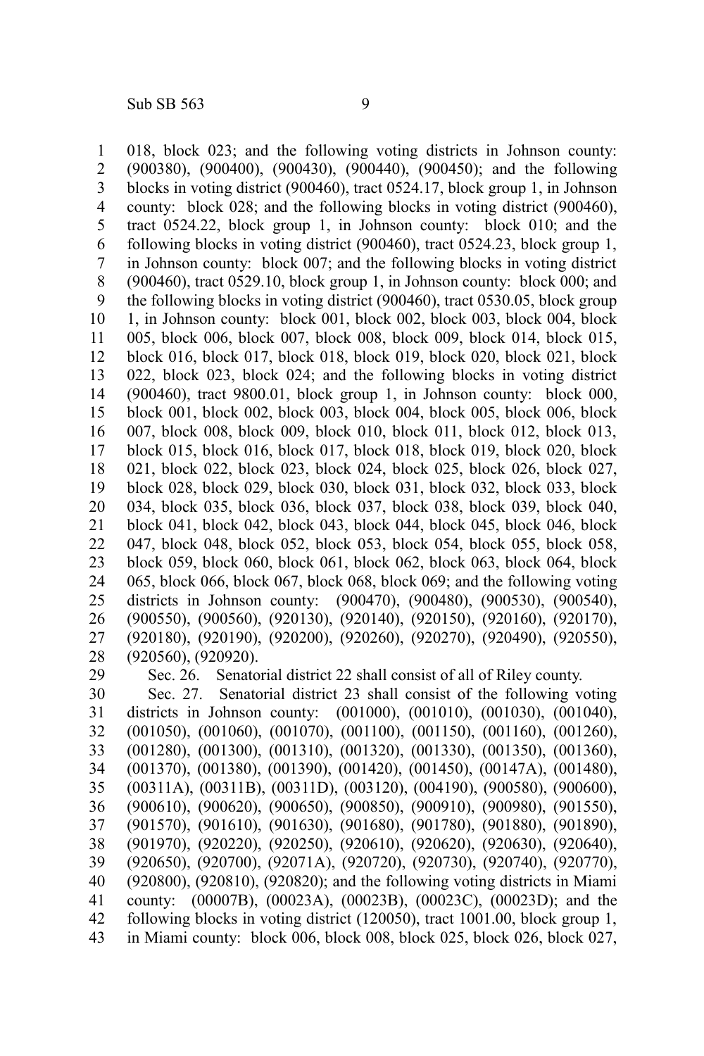018, block 023; and the following voting districts in Johnson county: (900380), (900400), (900430), (900440), (900450); and the following blocks in voting district (900460), tract 0524.17, block group 1, in Johnson county: block 028; and the following blocks in voting district (900460), tract 0524.22, block group 1, in Johnson county: block 010; and the following blocks in voting district (900460), tract 0524.23, block group 1, in Johnson county: block 007; and the following blocks in voting district (900460), tract 0529.10, block group 1, in Johnson county: block 000; and the following blocks in voting district (900460), tract 0530.05, block group 1, in Johnson county: block 001, block 002, block 003, block 004, block 005, block 006, block 007, block 008, block 009, block 014, block 015, block 016, block 017, block 018, block 019, block 020, block 021, block 022, block 023, block 024; and the following blocks in voting district (900460), tract 9800.01, block group 1, in Johnson county: block 000, block 001, block 002, block 003, block 004, block 005, block 006, block 007, block 008, block 009, block 010, block 011, block 012, block 013, block 015, block 016, block 017, block 018, block 019, block 020, block 021, block 022, block 023, block 024, block 025, block 026, block 027, block 028, block 029, block 030, block 031, block 032, block 033, block 034, block 035, block 036, block 037, block 038, block 039, block 040, block 041, block 042, block 043, block 044, block 045, block 046, block 047, block 048, block 052, block 053, block 054, block 055, block 058, block 059, block 060, block 061, block 062, block 063, block 064, block 065, block 066, block 067, block 068, block 069; and the following voting districts in Johnson county: (900470), (900480), (900530), (900540), (900550), (900560), (920130), (920140), (920150), (920160), (920170), (920180), (920190), (920200), (920260), (920270), (920490), (920550), (920560), (920920).

Sec. 26. Senatorial district 22 shall consist of all of Riley county.

Sec. 27. Senatorial district 23 shall consist of the following voting districts in Johnson county: (001000), (001010), (001030), (001040), (001050), (001060), (001070), (001100), (001150), (001160), (001260), (001280), (001300), (001310), (001320), (001330), (001350), (001360), (001370), (001380), (001390), (001420), (001450), (00147A), (001480), (00311A), (00311B), (00311D), (003120), (004190), (900580), (900600), (900610), (900620), (900650), (900850), (900910), (900980), (901550), (901570), (901610), (901630), (901680), (901780), (901880), (901890), (901970), (920220), (920250), (920610), (920620), (920630), (920640), (920650), (920700), (92071A), (920720), (920730), (920740), (920770), (920800), (920810), (920820); and the following voting districts in Miami county: (00007B), (00023A), (00023B), (00023C), (00023D); and the following blocks in voting district (120050), tract 1001.00, block group 1, in Miami county: block 006, block 008, block 025, block 026, block 027,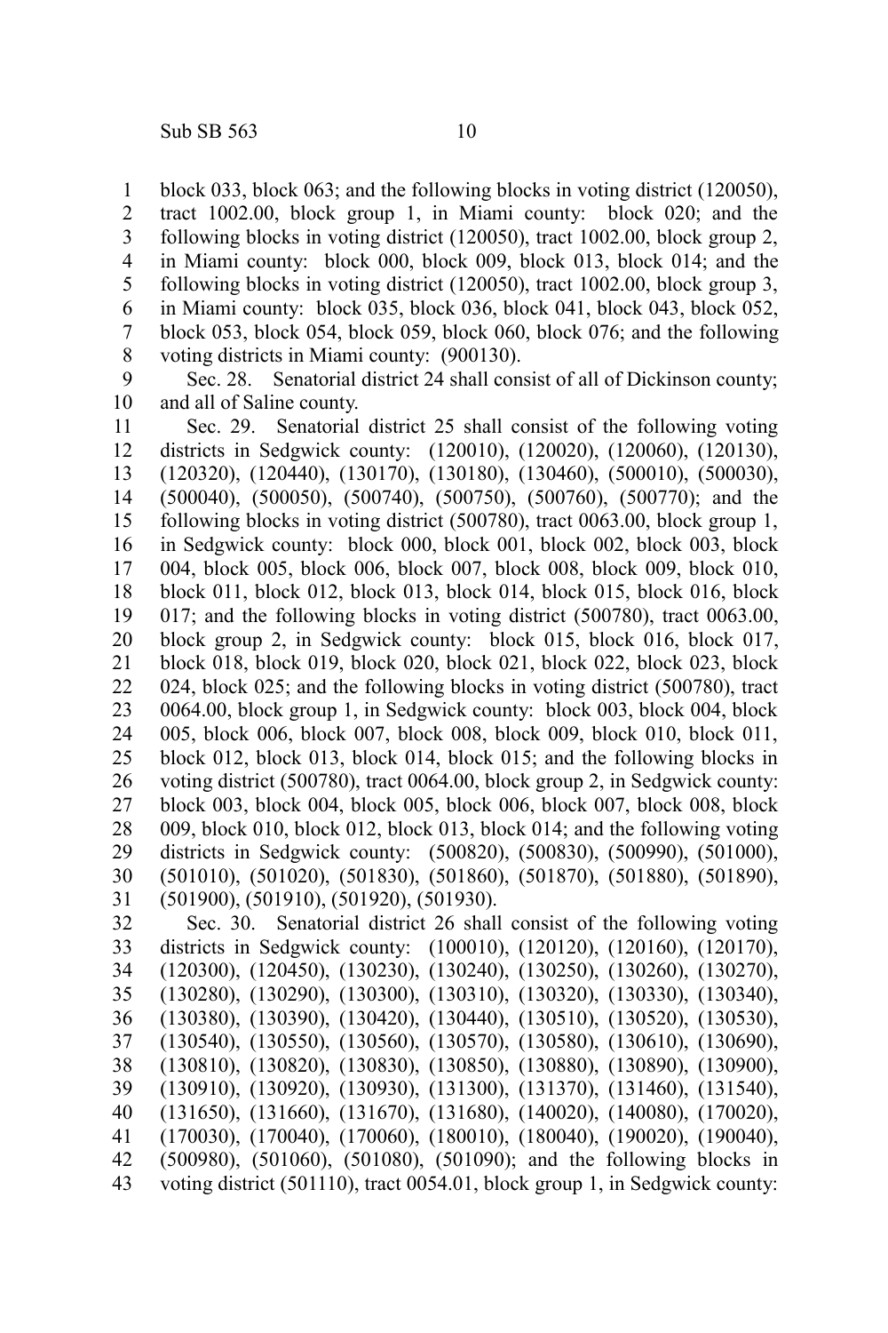block 033, block 063; and the following blocks in voting district (120050), tract 1002.00, block group 1, in Miami county: block 020; and the following blocks in voting district (120050), tract 1002.00, block group 2, in Miami county: block 000, block 009, block 013, block 014; and the following blocks in voting district (120050), tract 1002.00, block group 3, in Miami county: block 035, block 036, block 041, block 043, block 052, block 053, block 054, block 059, block 060, block 076; and the following voting districts in Miami county: (900130).

Sec. 28. Senatorial district 24 shall consist of all of Dickinson county; and all of Saline county.

Sec. 29. Senatorial district 25 shall consist of the following voting districts in Sedgwick county: (120010), (120020), (120060), (120130), (120320), (120440), (130170), (130180), (130460), (500010), (500030), (500040), (500050), (500740), (500750), (500760), (500770); and the following blocks in voting district (500780), tract 0063.00, block group 1, in Sedgwick county: block 000, block 001, block 002, block 003, block 004, block 005, block 006, block 007, block 008, block 009, block 010, block 011, block 012, block 013, block 014, block 015, block 016, block 017; and the following blocks in voting district (500780), tract 0063.00, block group 2, in Sedgwick county: block 015, block 016, block 017, block 018, block 019, block 020, block 021, block 022, block 023, block 024, block 025; and the following blocks in voting district (500780), tract 0064.00, block group 1, in Sedgwick county: block 003, block 004, block 005, block 006, block 007, block 008, block 009, block 010, block 011, block 012, block 013, block 014, block 015; and the following blocks in voting district (500780), tract 0064.00, block group 2, in Sedgwick county: block 003, block 004, block 005, block 006, block 007, block 008, block 009, block 010, block 012, block 013, block 014; and the following voting districts in Sedgwick county: (500820), (500830), (500990), (501000), (501010), (501020), (501830), (501860), (501870), (501880), (501890), (501900), (501910), (501920), (501930).

Sec. 30. Senatorial district 26 shall consist of the following voting districts in Sedgwick county: (100010), (120120), (120160), (120170), (120300), (120450), (130230), (130240), (130250), (130260), (130270), (130280), (130290), (130300), (130310), (130320), (130330), (130340), (130380), (130390), (130420), (130440), (130510), (130520), (130530), (130540), (130550), (130560), (130570), (130580), (130610), (130690), (130810), (130820), (130830), (130850), (130880), (130890), (130900), (130910), (130920), (130930), (131300), (131370), (131460), (131540), (131650), (131660), (131670), (131680), (140020), (140080), (170020), (170030), (170040), (170060), (180010), (180040), (190020), (190040), (500980), (501060), (501080), (501090); and the following blocks in voting district (501110), tract 0054.01, block group 1, in Sedgwick county: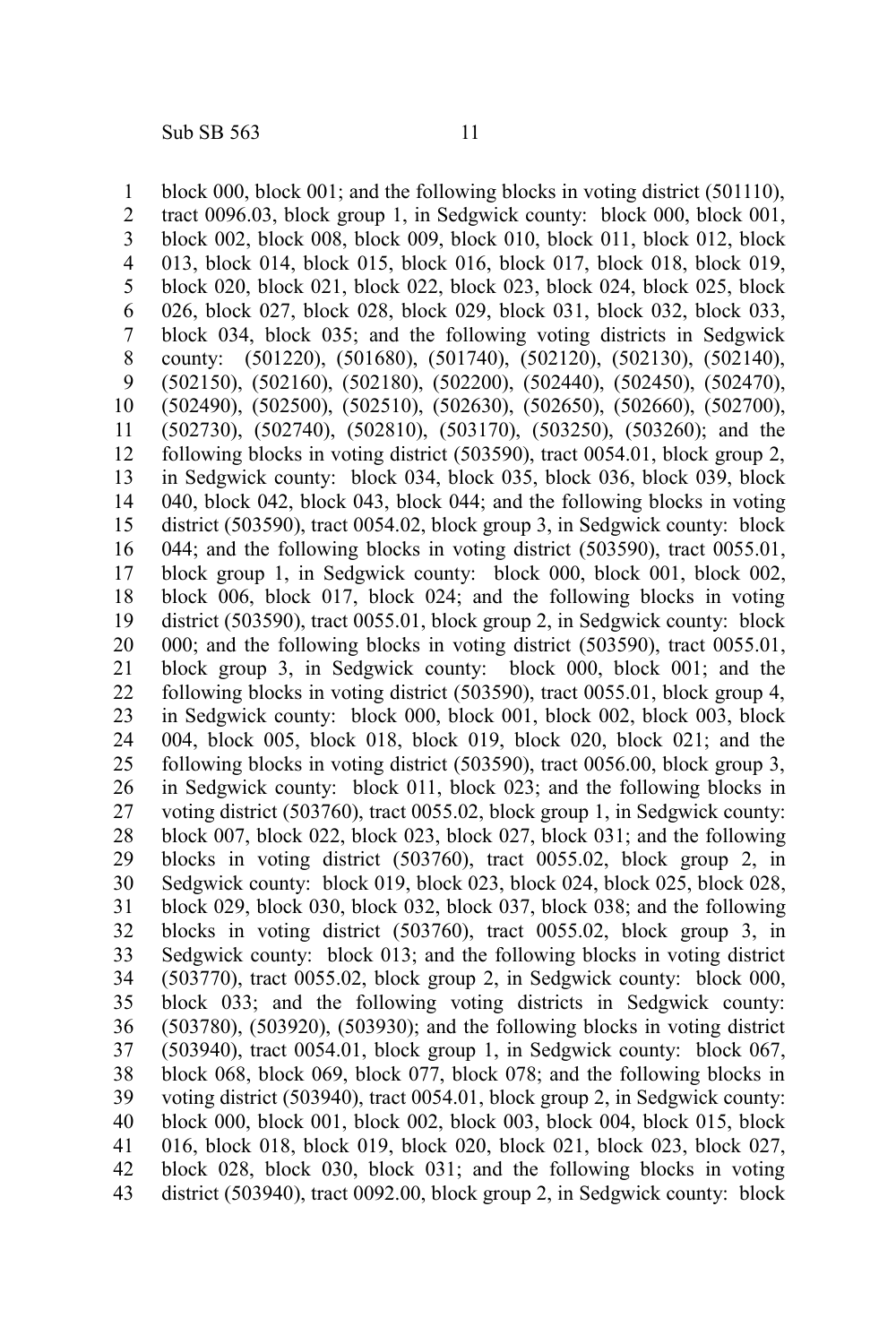block 000, block 001; and the following blocks in voting district (501110), tract 0096.03, block group 1, in Sedgwick county: block 000, block 001, block 002, block 008, block 009, block 010, block 011, block 012, block 013, block 014, block 015, block 016, block 017, block 018, block 019, block 020, block 021, block 022, block 023, block 024, block 025, block 026, block 027, block 028, block 029, block 031, block 032, block 033, block 034, block 035; and the following voting districts in Sedgwick county: (501220), (501680), (501740), (502120), (502130), (502140), (502150), (502160), (502180), (502200), (502440), (502450), (502470), (502490), (502500), (502510), (502630), (502650), (502660), (502700), (502730), (502740), (502810), (503170), (503250), (503260); and the following blocks in voting district (503590), tract 0054.01, block group 2, in Sedgwick county: block 034, block 035, block 036, block 039, block 040, block 042, block 043, block 044; and the following blocks in voting district (503590), tract 0054.02, block group 3, in Sedgwick county: block 044; and the following blocks in voting district (503590), tract 0055.01, block group 1, in Sedgwick county: block 000, block 001, block 002, block 006, block 017, block 024; and the following blocks in voting district (503590), tract 0055.01, block group 2, in Sedgwick county: block 000; and the following blocks in voting district (503590), tract 0055.01, block group 3, in Sedgwick county: block 000, block 001; and the following blocks in voting district (503590), tract 0055.01, block group 4, in Sedgwick county: block 000, block 001, block 002, block 003, block 004, block 005, block 018, block 019, block 020, block 021; and the following blocks in voting district (503590), tract 0056.00, block group 3, in Sedgwick county: block 011, block 023; and the following blocks in voting district (503760), tract 0055.02, block group 1, in Sedgwick county: block 007, block 022, block 023, block 027, block 031; and the following blocks in voting district (503760), tract 0055.02, block group 2, in Sedgwick county: block 019, block 023, block 024, block 025, block 028, block 029, block 030, block 032, block 037, block 038; and the following blocks in voting district (503760), tract 0055.02, block group 3, in Sedgwick county: block 013; and the following blocks in voting district (503770), tract 0055.02, block group 2, in Sedgwick county: block 000, block 033; and the following voting districts in Sedgwick county: (503780), (503920), (503930); and the following blocks in voting district (503940), tract 0054.01, block group 1, in Sedgwick county: block 067, block 068, block 069, block 077, block 078; and the following blocks in voting district (503940), tract 0054.01, block group 2, in Sedgwick county: block 000, block 001, block 002, block 003, block 004, block 015, block 016, block 018, block 019, block 020, block 021, block 023, block 027, block 028, block 030, block 031; and the following blocks in voting district (503940), tract 0092.00, block group 2, in Sedgwick county: block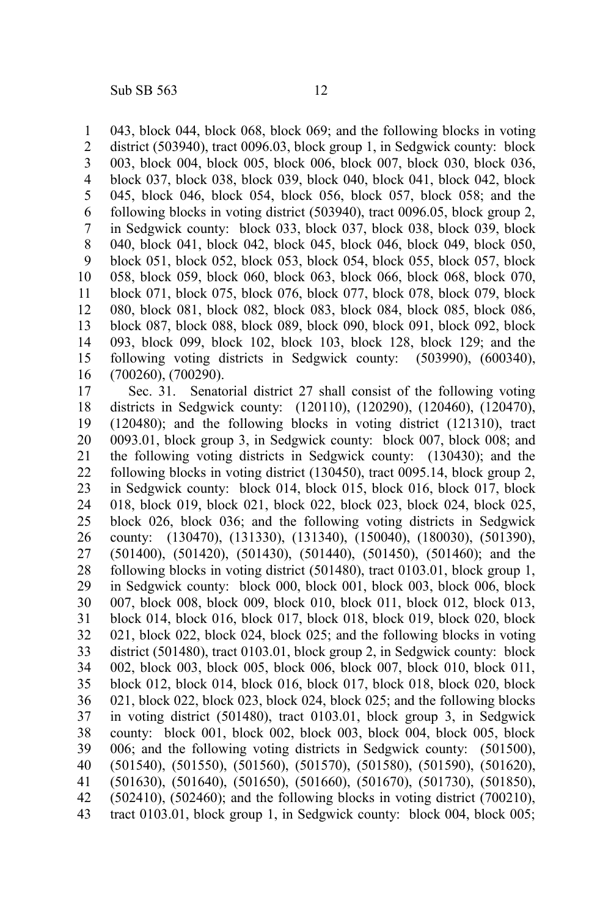043, block 044, block 068, block 069; and the following blocks in voting district (503940), tract 0096.03, block group 1, in Sedgwick county: block 003, block 004, block 005, block 006, block 007, block 030, block 036, block 037, block 038, block 039, block 040, block 041, block 042, block 045, block 046, block 054, block 056, block 057, block 058; and the following blocks in voting district (503940), tract 0096.05, block group 2, in Sedgwick county: block 033, block 037, block 038, block 039, block 040, block 041, block 042, block 045, block 046, block 049, block 050, block 051, block 052, block 053, block 054, block 055, block 057, block 058, block 059, block 060, block 063, block 066, block 068, block 070, block 071, block 075, block 076, block 077, block 078, block 079, block 080, block 081, block 082, block 083, block 084, block 085, block 086, block 087, block 088, block 089, block 090, block 091, block 092, block 093, block 099, block 102, block 103, block 128, block 129; and the following voting districts in Sedgwick county: (503990), (600340), (700260), (700290).

Sec. 31. Senatorial district 27 shall consist of the following voting districts in Sedgwick county: (120110), (120290), (120460), (120470), (120480); and the following blocks in voting district (121310), tract 0093.01, block group 3, in Sedgwick county: block 007, block 008; and the following voting districts in Sedgwick county: (130430); and the following blocks in voting district (130450), tract 0095.14, block group 2, in Sedgwick county: block 014, block 015, block 016, block 017, block 018, block 019, block 021, block 022, block 023, block 024, block 025, block 026, block 036; and the following voting districts in Sedgwick county: (130470), (131330), (131340), (150040), (180030), (501390), (501400), (501420), (501430), (501440), (501450), (501460); and the following blocks in voting district (501480), tract 0103.01, block group 1, in Sedgwick county: block 000, block 001, block 003, block 006, block 007, block 008, block 009, block 010, block 011, block 012, block 013, block 014, block 016, block 017, block 018, block 019, block 020, block 021, block 022, block 024, block 025; and the following blocks in voting district (501480), tract 0103.01, block group 2, in Sedgwick county: block 002, block 003, block 005, block 006, block 007, block 010, block 011, block 012, block 014, block 016, block 017, block 018, block 020, block 021, block 022, block 023, block 024, block 025; and the following blocks in voting district (501480), tract 0103.01, block group 3, in Sedgwick county: block 001, block 002, block 003, block 004, block 005, block 006; and the following voting districts in Sedgwick county: (501500), (501540), (501550), (501560), (501570), (501580), (501590), (501620), (501630), (501640), (501650), (501660), (501670), (501730), (501850), (502410), (502460); and the following blocks in voting district (700210), tract 0103.01, block group 1, in Sedgwick county: block 004, block 005;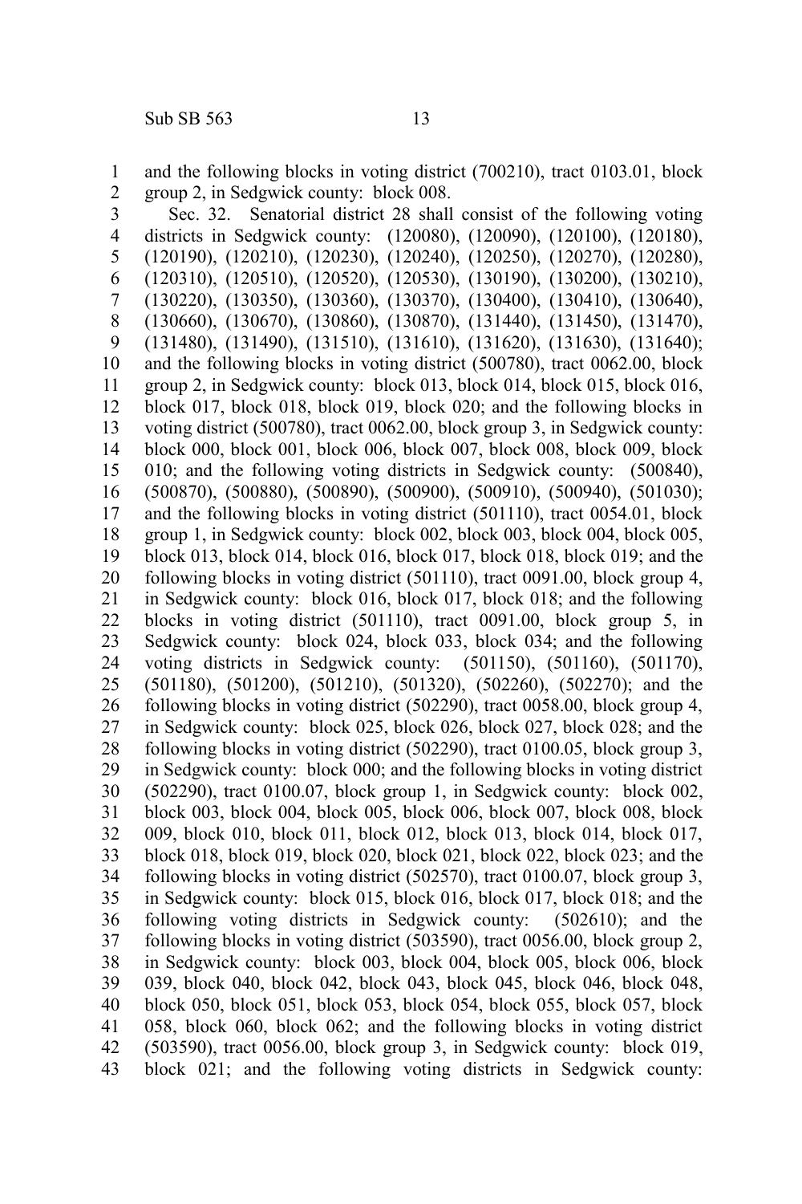and the following blocks in voting district (700210), tract 0103.01, block group 2, in Sedgwick county: block 008.

Sec. 32. Senatorial district 28 shall consist of the following voting districts in Sedgwick county: (120080), (120090), (120100), (120180), (120190), (120210), (120230), (120240), (120250), (120270), (120280), (120310), (120510), (120520), (120530), (130190), (130200), (130210), (130220), (130350), (130360), (130370), (130400), (130410), (130640), (130660), (130670), (130860), (130870), (131440), (131450), (131470), (131480), (131490), (131510), (131610), (131620), (131630), (131640); and the following blocks in voting district (500780), tract 0062.00, block group 2, in Sedgwick county: block 013, block 014, block 015, block 016, block 017, block 018, block 019, block 020; and the following blocks in voting district (500780), tract 0062.00, block group 3, in Sedgwick county: block 000, block 001, block 006, block 007, block 008, block 009, block 010; and the following voting districts in Sedgwick county: (500840), (500870), (500880), (500890), (500900), (500910), (500940), (501030); and the following blocks in voting district (501110), tract 0054.01, block group 1, in Sedgwick county: block 002, block 003, block 004, block 005, block 013, block 014, block 016, block 017, block 018, block 019; and the following blocks in voting district (501110), tract 0091.00, block group 4, in Sedgwick county: block 016, block 017, block 018; and the following blocks in voting district (501110), tract 0091.00, block group 5, in Sedgwick county: block 024, block 033, block 034; and the following voting districts in Sedgwick county: (501150), (501160), (501170), (501180), (501200), (501210), (501320), (502260), (502270); and the following blocks in voting district (502290), tract 0058.00, block group 4, in Sedgwick county: block 025, block 026, block 027, block 028; and the following blocks in voting district (502290), tract 0100.05, block group 3, in Sedgwick county: block 000; and the following blocks in voting district (502290), tract 0100.07, block group 1, in Sedgwick county: block 002, block 003, block 004, block 005, block 006, block 007, block 008, block 009, block 010, block 011, block 012, block 013, block 014, block 017, block 018, block 019, block 020, block 021, block 022, block 023; and the following blocks in voting district (502570), tract 0100.07, block group 3, in Sedgwick county: block 015, block 016, block 017, block 018; and the following voting districts in Sedgwick county: (502610); and the following blocks in voting district (503590), tract 0056.00, block group 2, in Sedgwick county: block 003, block 004, block 005, block 006, block 039, block 040, block 042, block 043, block 045, block 046, block 048, block 050, block 051, block 053, block 054, block 055, block 057, block 058, block 060, block 062; and the following blocks in voting district (503590), tract 0056.00, block group 3, in Sedgwick county: block 019, block 021; and the following voting districts in Sedgwick county: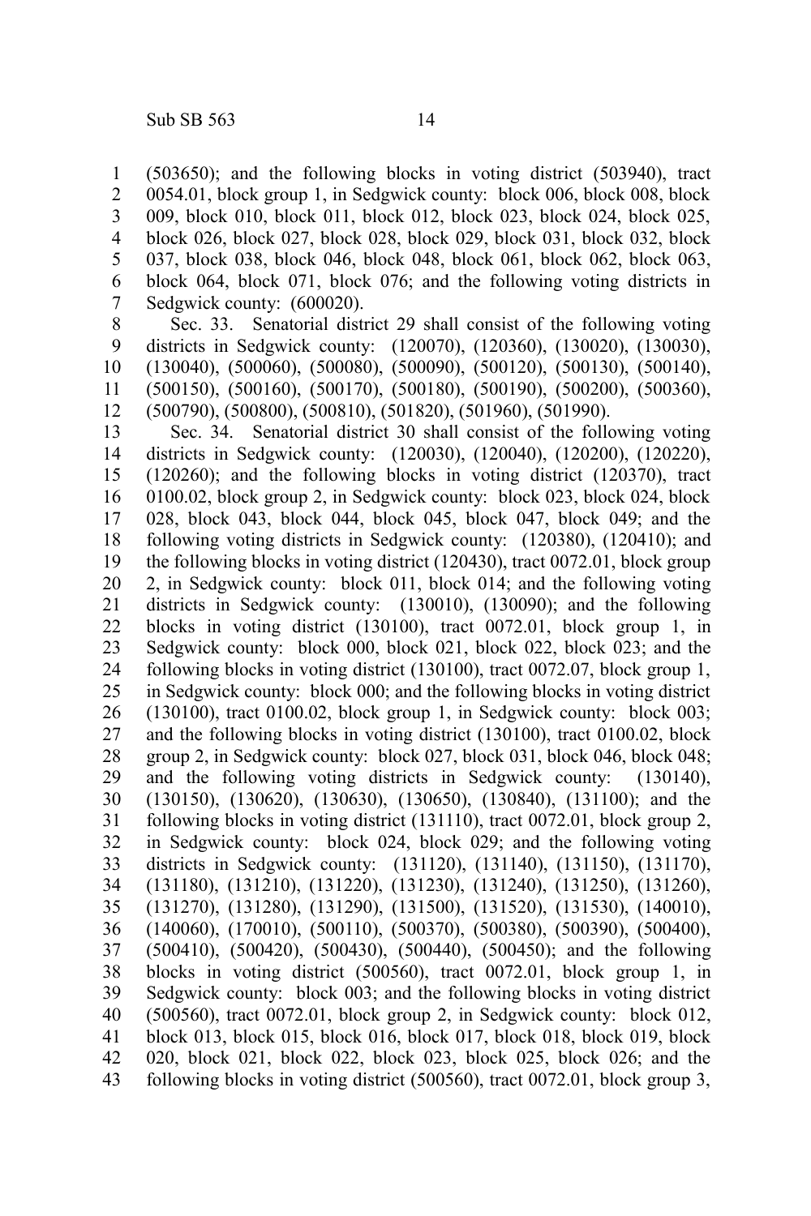(503650); and the following blocks in voting district (503940), tract 0054.01, block group 1, in Sedgwick county: block 006, block 008, block 009, block 010, block 011, block 012, block 023, block 024, block 025, block 026, block 027, block 028, block 029, block 031, block 032, block 037, block 038, block 046, block 048, block 061, block 062, block 063, block 064, block 071, block 076; and the following voting districts in Sedgwick county: (600020).

Sec. 33. Senatorial district 29 shall consist of the following voting districts in Sedgwick county: (120070), (120360), (130020), (130030), (130040), (500060), (500080), (500090), (500120), (500130), (500140), (500150), (500160), (500170), (500180), (500190), (500200), (500360), (500790), (500800), (500810), (501820), (501960), (501990).

Sec. 34. Senatorial district 30 shall consist of the following voting districts in Sedgwick county: (120030), (120040), (120200), (120220), (120260); and the following blocks in voting district (120370), tract 0100.02, block group 2, in Sedgwick county: block 023, block 024, block 028, block 043, block 044, block 045, block 047, block 049; and the following voting districts in Sedgwick county: (120380), (120410); and the following blocks in voting district (120430), tract 0072.01, block group 2, in Sedgwick county: block 011, block 014; and the following voting districts in Sedgwick county: (130010), (130090); and the following blocks in voting district (130100), tract 0072.01, block group 1, in Sedgwick county: block 000, block 021, block 022, block 023; and the following blocks in voting district (130100), tract 0072.07, block group 1, in Sedgwick county: block 000; and the following blocks in voting district (130100), tract 0100.02, block group 1, in Sedgwick county: block 003; and the following blocks in voting district (130100), tract 0100.02, block group 2, in Sedgwick county: block 027, block 031, block 046, block 048; and the following voting districts in Sedgwick county: (130140), (130150), (130620), (130630), (130650), (130840), (131100); and the following blocks in voting district (131110), tract 0072.01, block group 2, in Sedgwick county: block 024, block 029; and the following voting districts in Sedgwick county: (131120), (131140), (131150), (131170), (131180), (131210), (131220), (131230), (131240), (131250), (131260), (131270), (131280), (131290), (131500), (131520), (131530), (140010), (140060), (170010), (500110), (500370), (500380), (500390), (500400), (500410), (500420), (500430), (500440), (500450); and the following blocks in voting district (500560), tract 0072.01, block group 1, in Sedgwick county: block 003; and the following blocks in voting district (500560), tract 0072.01, block group 2, in Sedgwick county: block 012, block 013, block 015, block 016, block 017, block 018, block 019, block 020, block 021, block 022, block 023, block 025, block 026; and the following blocks in voting district (500560), tract 0072.01, block group 3,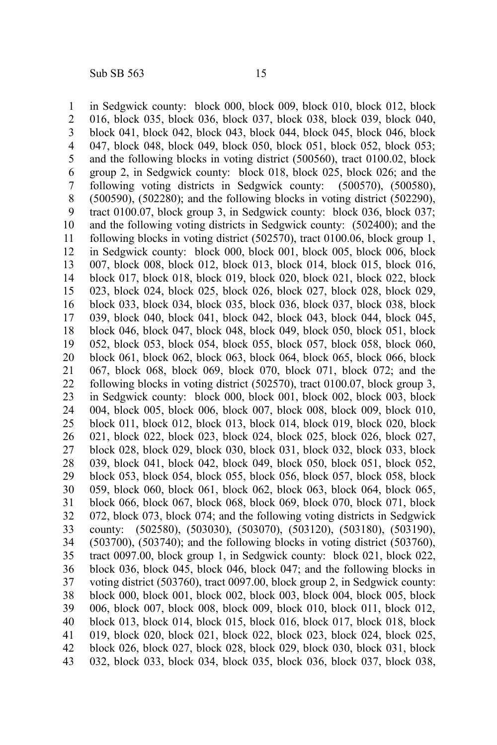in Sedgwick county: block 000, block 009, block 010, block 012, block 016, block 035, block 036, block 037, block 038, block 039, block 040, block 041, block 042, block 043, block 044, block 045, block 046, block 047, block 048, block 049, block 050, block 051, block 052, block 053; and the following blocks in voting district (500560), tract 0100.02, block group 2, in Sedgwick county: block 018, block 025, block 026; and the following voting districts in Sedgwick county: (500570), (500580), (500590), (502280); and the following blocks in voting district (502290), tract 0100.07, block group 3, in Sedgwick county: block 036, block 037; and the following voting districts in Sedgwick county: (502400); and the following blocks in voting district (502570), tract 0100.06, block group 1, in Sedgwick county: block 000, block 001, block 005, block 006, block 007, block 008, block 012, block 013, block 014, block 015, block 016, block 017, block 018, block 019, block 020, block 021, block 022, block 023, block 024, block 025, block 026, block 027, block 028, block 029, block 033, block 034, block 035, block 036, block 037, block 038, block 039, block 040, block 041, block 042, block 043, block 044, block 045, block 046, block 047, block 048, block 049, block 050, block 051, block 052, block 053, block 054, block 055, block 057, block 058, block 060, block 061, block 062, block 063, block 064, block 065, block 066, block 067, block 068, block 069, block 070, block 071, block 072; and the following blocks in voting district (502570), tract 0100.07, block group 3, in Sedgwick county: block 000, block 001, block 002, block 003, block 004, block 005, block 006, block 007, block 008, block 009, block 010, block 011, block 012, block 013, block 014, block 019, block 020, block 021, block 022, block 023, block 024, block 025, block 026, block 027, block 028, block 029, block 030, block 031, block 032, block 033, block 039, block 041, block 042, block 049, block 050, block 051, block 052, block 053, block 054, block 055, block 056, block 057, block 058, block 059, block 060, block 061, block 062, block 063, block 064, block 065, block 066, block 067, block 068, block 069, block 070, block 071, block 072, block 073, block 074; and the following voting districts in Sedgwick county: (502580), (503030), (503070), (503120), (503180), (503190), (503700), (503740); and the following blocks in voting district (503760), tract 0097.00, block group 1, in Sedgwick county: block 021, block 022, block 036, block 045, block 046, block 047; and the following blocks in voting district (503760), tract 0097.00, block group 2, in Sedgwick county: block 000, block 001, block 002, block 003, block 004, block 005, block 006, block 007, block 008, block 009, block 010, block 011, block 012, block 013, block 014, block 015, block 016, block 017, block 018, block 019, block 020, block 021, block 022, block 023, block 024, block 025, block 026, block 027, block 028, block 029, block 030, block 031, block 032, block 033, block 034, block 035, block 036, block 037, block 038,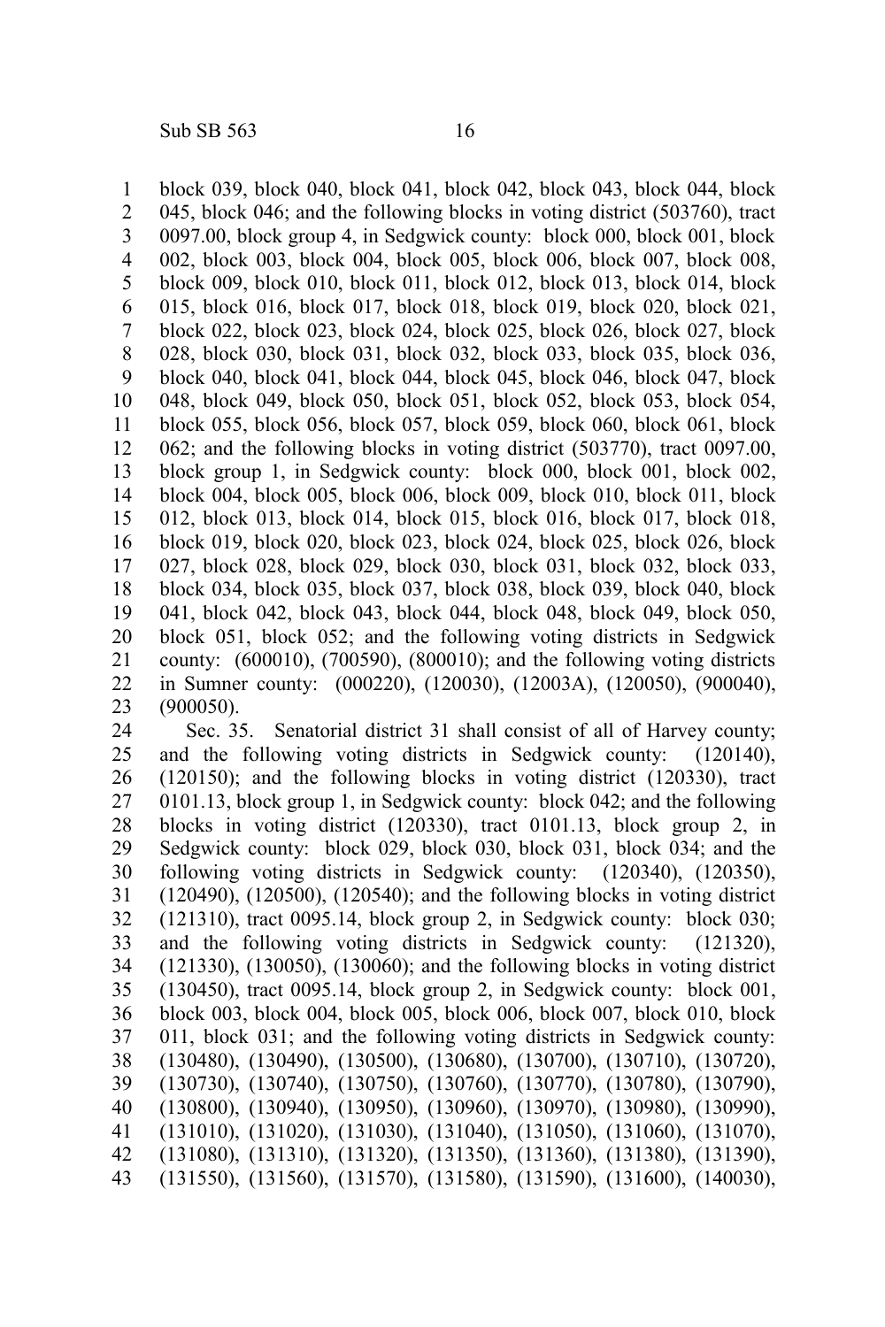block 039, block 040, block 041, block 042, block 043, block 044, block 045, block 046; and the following blocks in voting district (503760), tract 0097.00, block group 4, in Sedgwick county: block 000, block 001, block 002, block 003, block 004, block 005, block 006, block 007, block 008, block 009, block 010, block 011, block 012, block 013, block 014, block 015, block 016, block 017, block 018, block 019, block 020, block 021, block 022, block 023, block 024, block 025, block 026, block 027, block 028, block 030, block 031, block 032, block 033, block 035, block 036, block 040, block 041, block 044, block 045, block 046, block 047, block 048, block 049, block 050, block 051, block 052, block 053, block 054, block 055, block 056, block 057, block 059, block 060, block 061, block 062; and the following blocks in voting district (503770), tract 0097.00, block group 1, in Sedgwick county: block 000, block 001, block 002, block 004, block 005, block 006, block 009, block 010, block 011, block 012, block 013, block 014, block 015, block 016, block 017, block 018, block 019, block 020, block 023, block 024, block 025, block 026, block 027, block 028, block 029, block 030, block 031, block 032, block 033, block 034, block 035, block 037, block 038, block 039, block 040, block 041, block 042, block 043, block 044, block 048, block 049, block 050, block 051, block 052; and the following voting districts in Sedgwick county: (600010), (700590), (800010); and the following voting districts in Sumner county: (000220), (120030), (12003A), (120050), (900040), (900050).

Sec. 35. Senatorial district 31 shall consist of all of Harvey county; and the following voting districts in Sedgwick county: (120140), (120150); and the following blocks in voting district (120330), tract 0101.13, block group 1, in Sedgwick county: block 042; and the following blocks in voting district (120330), tract 0101.13, block group 2, in Sedgwick county: block 029, block 030, block 031, block 034; and the following voting districts in Sedgwick county: (120340), (120350), (120490), (120500), (120540); and the following blocks in voting district (121310), tract 0095.14, block group 2, in Sedgwick county: block 030; and the following voting districts in Sedgwick county: (121320), (121330), (130050), (130060); and the following blocks in voting district (130450), tract 0095.14, block group 2, in Sedgwick county: block 001, block 003, block 004, block 005, block 006, block 007, block 010, block 011, block 031; and the following voting districts in Sedgwick county: (130480), (130490), (130500), (130680), (130700), (130710), (130720), (130730), (130740), (130750), (130760), (130770), (130780), (130790), (130800), (130940), (130950), (130960), (130970), (130980), (130990), (131010), (131020), (131030), (131040), (131050), (131060), (131070), (131080), (131310), (131320), (131350), (131360), (131380), (131390), (131550), (131560), (131570), (131580), (131590), (131600), (140030),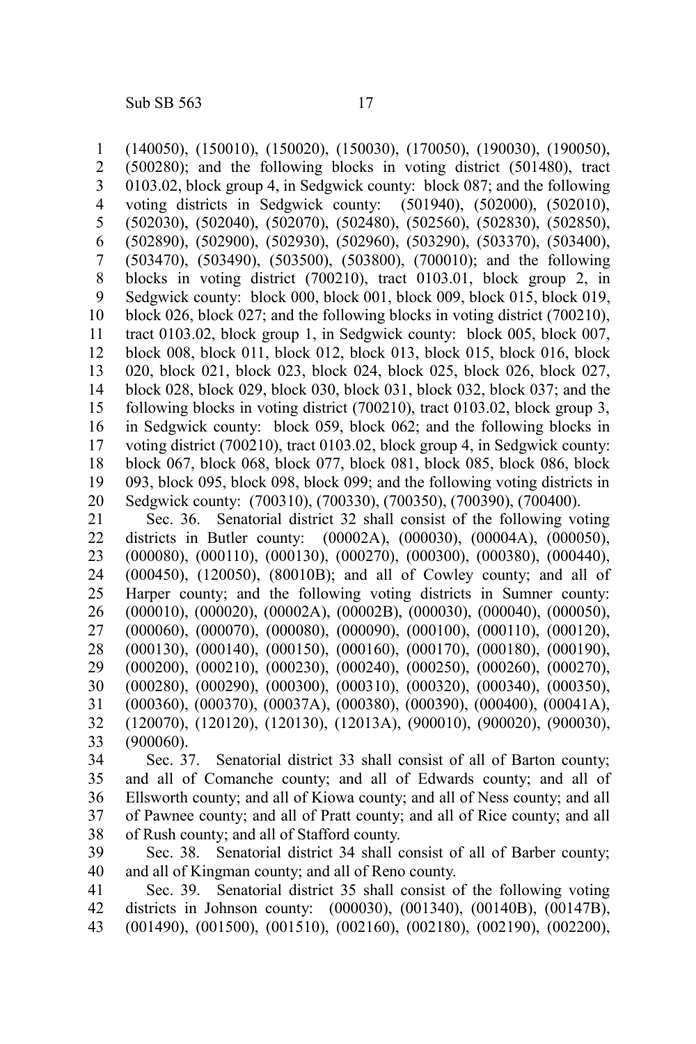(140050), (150010), (150020), (150030), (170050), (190030), (190050), (500280); and the following blocks in voting district (501480), tract 0103.02, block group 4, in Sedgwick county: block 087; and the following voting districts in Sedgwick county: (501940), (502000), (502010), (502030), (502040), (502070), (502480), (502560), (502830), (502850), (502890), (502900), (502930), (502960), (503290), (503370), (503400), (503470), (503490), (503500), (503800), (700010); and the following blocks in voting district (700210), tract 0103.01, block group 2, in Sedgwick county: block 000, block 001, block 009, block 015, block 019, block 026, block 027; and the following blocks in voting district (700210), tract 0103.02, block group 1, in Sedgwick county: block 005, block 007, block 008, block 011, block 012, block 013, block 015, block 016, block 020, block 021, block 023, block 024, block 025, block 026, block 027, block 028, block 029, block 030, block 031, block 032, block 037; and the following blocks in voting district (700210), tract 0103.02, block group 3, in Sedgwick county: block 059, block 062; and the following blocks in voting district (700210), tract 0103.02, block group 4, in Sedgwick county: block 067, block 068, block 077, block 081, block 085, block 086, block 093, block 095, block 098, block 099; and the following voting districts in Sedgwick county: (700310), (700330), (700350), (700390), (700400).

Sec. 36. Senatorial district 32 shall consist of the following voting districts in Butler county: (00002A), (000030), (00004A), (000050), (000080), (000110), (000130), (000270), (000300), (000380), (000440), (000450), (120050), (80010B); and all of Cowley county; and all of Harper county; and the following voting districts in Sumner county: (000010), (000020), (00002A), (00002B), (000030), (000040), (000050), (000060), (000070), (000080), (000090), (000100), (000110), (000120), (000130), (000140), (000150), (000160), (000170), (000180), (000190), (000200), (000210), (000230), (000240), (000250), (000260), (000270), (000280), (000290), (000300), (000310), (000320), (000340), (000350), (000360), (000370), (00037A), (000380), (000390), (000400), (00041A), (120070), (120120), (120130), (12013A), (900010), (900020), (900030), (900060).

Sec. 37. Senatorial district 33 shall consist of all of Barton county; and all of Comanche county; and all of Edwards county; and all of Ellsworth county; and all of Kiowa county; and all of Ness county; and all of Pawnee county; and all of Pratt county; and all of Rice county; and all of Rush county; and all of Stafford county.

Sec. 38. Senatorial district 34 shall consist of all of Barber county; and all of Kingman county; and all of Reno county.

Sec. 39. Senatorial district 35 shall consist of the following voting districts in Johnson county: (000030), (001340), (00140B), (00147B), (001490), (001500), (001510), (002160), (002180), (002190), (002200),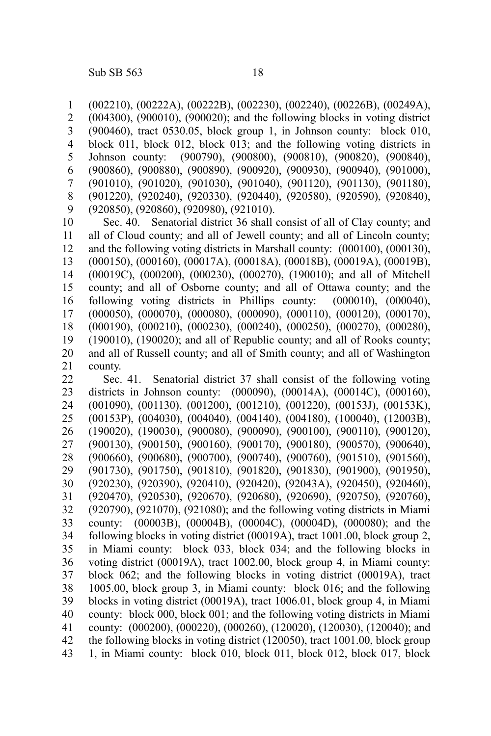(002210), (00222A), (00222B), (002230), (002240), (00226B), (00249A), (004300), (900010), (900020); and the following blocks in voting district (900460), tract 0530.05, block group 1, in Johnson county: block 010, block 011, block 012, block 013; and the following voting districts in Johnson county: (900790), (900800), (900810), (900820), (900840), (900860), (900880), (900890), (900920), (900930), (900940), (901000), (901010), (901020), (901030), (901040), (901120), (901130), (901180), (901220), (920240), (920330), (920440), (920580), (920590), (920840), (920850), (920860), (920980), (921010).

Sec. 40. Senatorial district 36 shall consist of all of Clay county; and all of Cloud county; and all of Jewell county; and all of Lincoln county; and the following voting districts in Marshall county: (000100), (000130), (000150), (000160), (00017A), (00018A), (00018B), (00019A), (00019B), (00019C), (000200), (000230), (000270), (190010); and all of Mitchell county; and all of Osborne county; and all of Ottawa county; and the following voting districts in Phillips county: (000010), (000040), (000050), (000070), (000080), (000090), (000110), (000120), (000170), (000190), (000210), (000230), (000240), (000250), (000270), (000280), (190010), (190020); and all of Republic county; and all of Rooks county; and all of Russell county; and all of Smith county; and all of Washington county.

Sec. 41. Senatorial district 37 shall consist of the following voting districts in Johnson county: (000090), (00014A), (00014C), (000160), (001090), (001130), (001200), (001210), (001220), (00153J), (00153K), (00153P), (004030), (004040), (004140), (004180), (100040), (12003B), (190020), (190030), (900080), (900090), (900100), (900110), (900120), (900130), (900150), (900160), (900170), (900180), (900570), (900640), (900660), (900680), (900700), (900740), (900760), (901510), (901560), (901730), (901750), (901810), (901820), (901830), (901900), (901950), (920230), (920390), (920410), (920420), (92043A), (920450), (920460), (920470), (920530), (920670), (920680), (920690), (920750), (920760), (920790), (921070), (921080); and the following voting districts in Miami county: (00003B), (00004B), (00004C), (00004D), (000080); and the following blocks in voting district (00019A), tract 1001.00, block group 2, in Miami county: block 033, block 034; and the following blocks in voting district (00019A), tract 1002.00, block group 4, in Miami county: block 062; and the following blocks in voting district (00019A), tract 1005.00, block group 3, in Miami county: block 016; and the following blocks in voting district (00019A), tract 1006.01, block group 4, in Miami county: block 000, block 001; and the following voting districts in Miami county: (000200), (000220), (000260), (120020), (120030), (120040); and the following blocks in voting district (120050), tract 1001.00, block group 1, in Miami county: block 010, block 011, block 012, block 017, block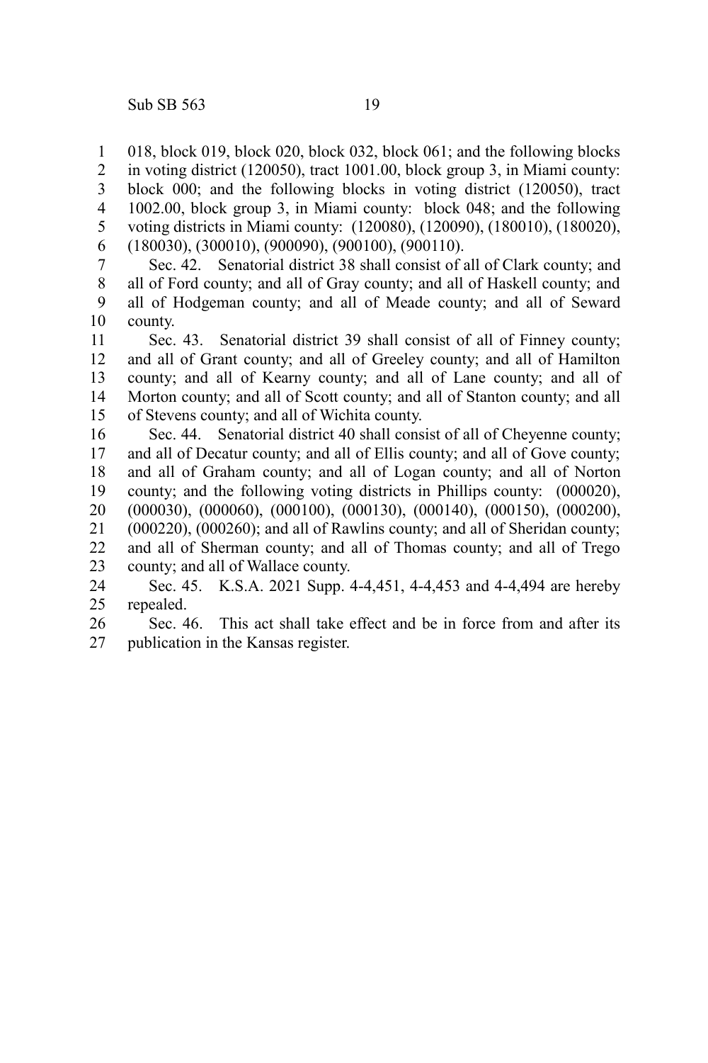018, block 019, block 020, block 032, block 061; and the following blocks in voting district (120050), tract 1001.00, block group 3, in Miami county: block 000; and the following blocks in voting district (120050), tract 1002.00, block group 3, in Miami county: block 048; and the following voting districts in Miami county: (120080), (120090), (180010), (180020), (180030), (300010), (900090), (900100), (900110).

Sec. 42. Senatorial district 38 shall consist of all of Clark county; and all of Ford county; and all of Gray county; and all of Haskell county; and all of Hodgeman county; and all of Meade county; and all of Seward county.

Sec. 43. Senatorial district 39 shall consist of all of Finney county; and all of Grant county; and all of Greeley county; and all of Hamilton county; and all of Kearny county; and all of Lane county; and all of Morton county; and all of Scott county; and all of Stanton county; and all of Stevens county; and all of Wichita county.

Sec. 44. Senatorial district 40 shall consist of all of Cheyenne county; and all of Decatur county; and all of Ellis county; and all of Gove county; and all of Graham county; and all of Logan county; and all of Norton county; and the following voting districts in Phillips county: (000020), (000030), (000060), (000100), (000130), (000140), (000150), (000200), (000220), (000260); and all of Rawlins county; and all of Sheridan county; and all of Sherman county; and all of Thomas county; and all of Trego county; and all of Wallace county.

Sec. 45. K.S.A. 2021 Supp. 4-4,451, 4-4,453 and 4-4,494 are hereby repealed.

Sec. 46. This act shall take effect and be in force from and after its publication in the Kansas register.